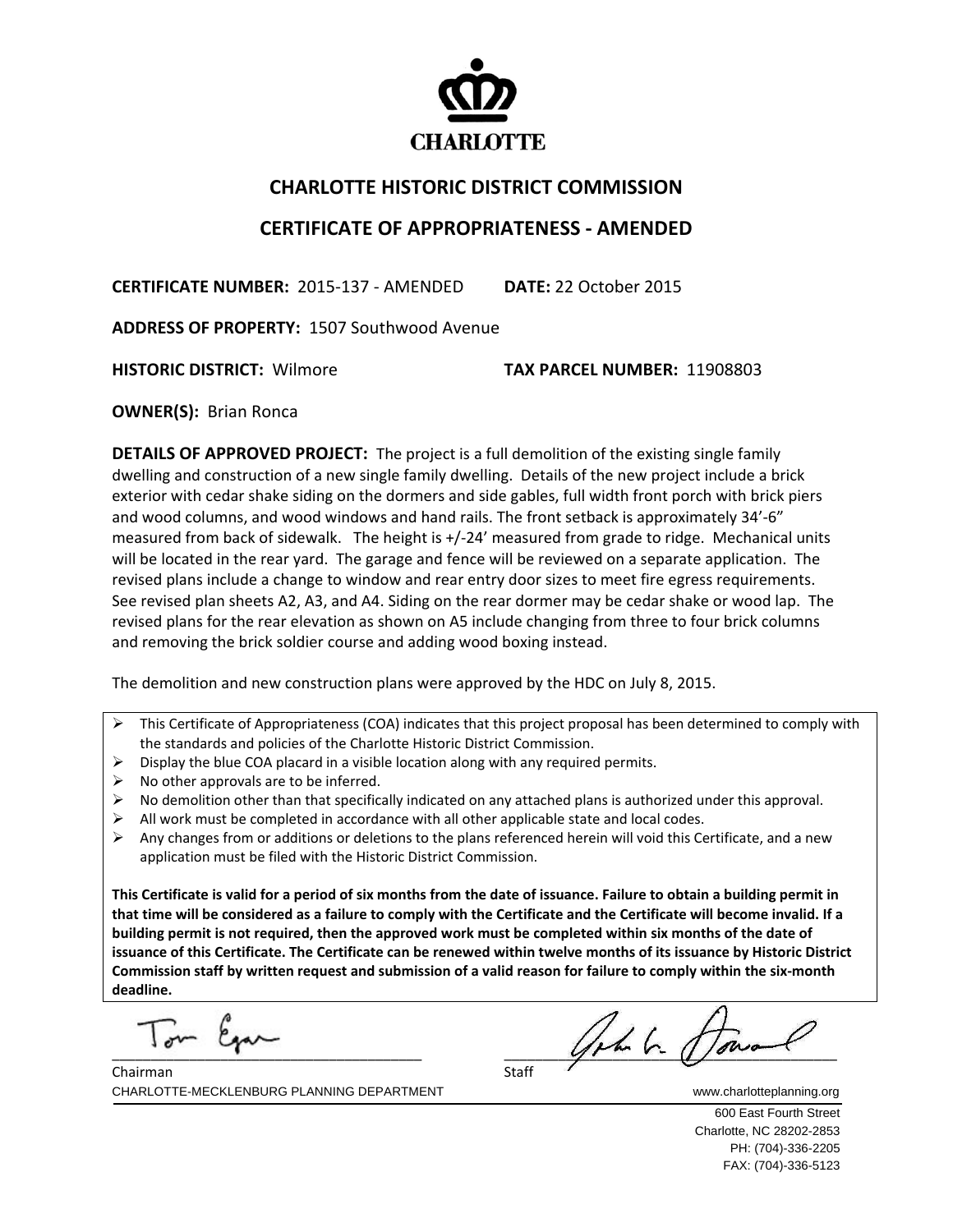CHARLOTTE

## CHARLOTTE HISTORIC DISTRICT COMMISSION

## CERTIFICATE OF APPROPRIATENESS - AMENDED

**CERTIFICATE NUMBER:** 2015-137 - AMENDED **DATE:** 22 October 2015

**ADDRESS OF PROPERTY:** 1507 Southwood Avenue

**HISTORIC DISTRICT:** Wilmore **TAX PARCEL NUMBER:** 11908803

**OWNER(S):** Brian Ronca

**DETAILS OF APPROVED PROJECT:** The project is a full demolition of the existing single family dwelling and construction of a new single family dwelling. Details of the new project include a brick exterior with cedar shake siding on the dormers and side gables, full width front porch with brick piers and wood columns, and wood windows and hand rails. The front setback is approximately 34'-6" measured from back of sidewalk. The height is +/-24' measured from grade to ridge. Mechanical units will be located in the rear yard. The garage and fence will be reviewed on a separate application. The revised plans include a change to window and rear entry door sizes to meet fire egress requirements. See revised plan sheets A2, A3, and A4. Siding on the rear dormer may be cedar shake or wood lap. The revised plans for the rear elevation as shown on A5 include changing from three to four brick columns and removing the brick soldier course and adding wood boxing instead.

The demolition and new construction plans were approved by the HDC on July 8, 2015.

- This Certificate of Appropriateness (COA) indicates that this project proposal has been determined to comply with the standards and policies of the Charlotte Historic District Commission.
- Display the blue COA placard in a visible location along with any required permits.
- No other approvals are to be inferred.
- No demolition other than that specifically indicated on any attached plans is authorized under this approval.
- All work must be completed in accordance with all other applicable state and local codes.
- Any changes from or additions or deletions to the plans referenced herein will void this Certificate, and a new application must be filed with the Historic District Commission.

**This Certificate is valid for a period of six months from the date of issuance. Failure to obtain a building permit in that time will be considered as a failure to comply with the Certificate and the Certificate will become invalid. If a building permit is not required, then the approved work must be completed within six months of the date of issuance of this Certificate. The Certificate can be renewed within twelve months of its issuance by Historic District Commission staff by written request and submission of a valid reason for failure to comply within the six-month deadline.**

Tom Egan
Chairman

John G. Howard
Staff

CHARLOTTE-MECKLENBURG PLANNING DEPARTMENT www.charlotteplanning.org

600 East Fourth Street
Charlotte, NC 28202-2853
PH: (704)-336-2205
FAX: (704)-336-5123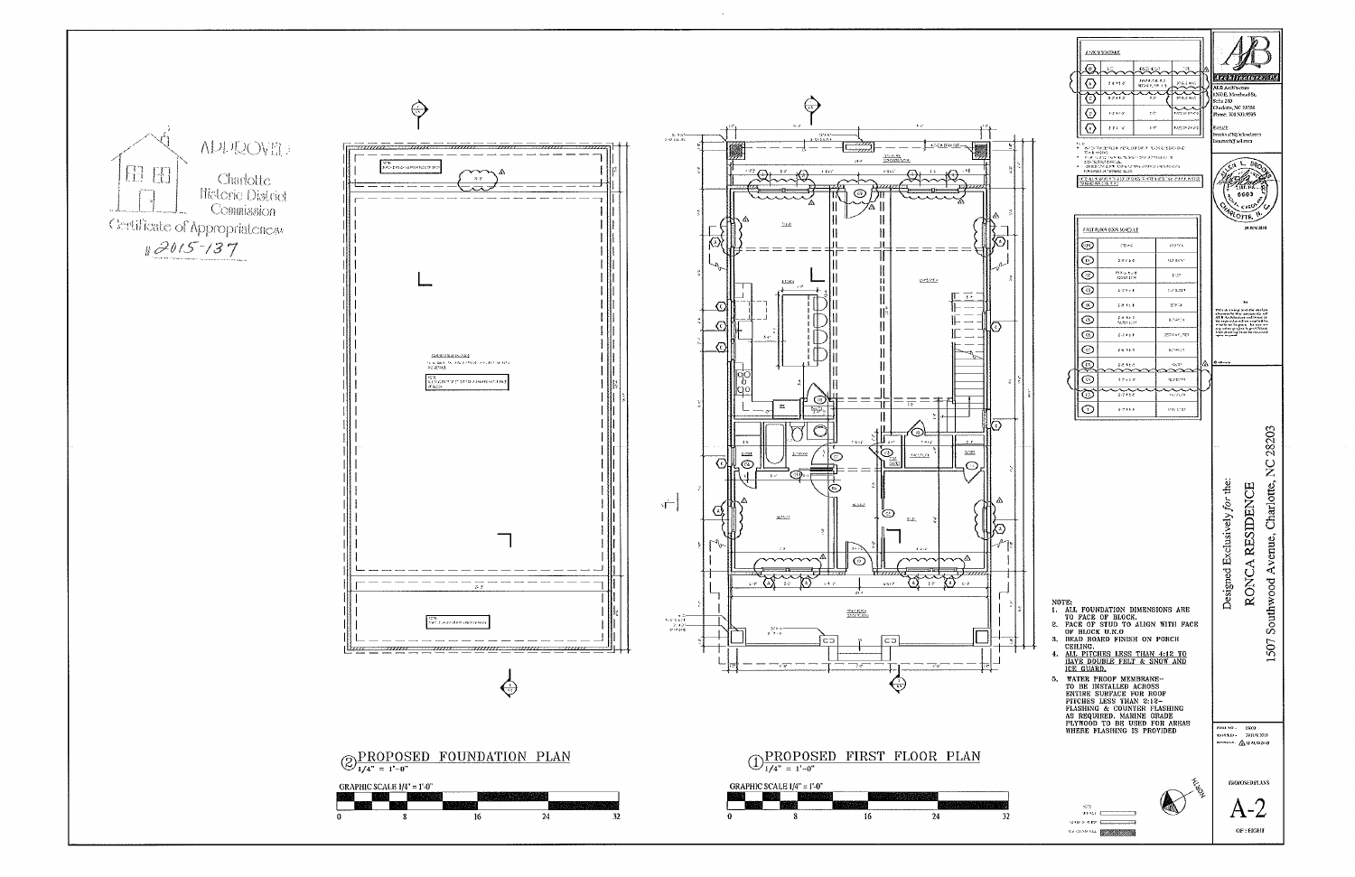APPROVED

Charlotte Historic District Commission

Certificate of Appropriateness

#2015-137

## ② PROPOSED FOUNDATION PLAN

1/4" = 1'-0"

GRAPHIC SCALE 1/4" = 1'-0"

0 8 16 24 32

## ① PROPOSED FIRST FLOOR PLAN

1/4" = 1'-0"

GRAPHIC SCALE 1/4" = 1'-0"

0 8 16 24 32

NOTE:

1. ALL FOUNDATION DIMENSIONS ARE TO FACE OF BLOCK.
2. FACE OF STUD TO ALIGN WITH FACE OF BLOCK U.N.O
3. BEAD BOARD FINISH ON PORCH CEILING.
4. ALL PITCHES LESS THAN 4:12 TO HAVE DOUBLE FELT & SNOW AND ICE GUARD.
5. WATER PROOF MEMBRANE- TO BE INSTALLED ACROSS ENTIRE SURFACE FOR ROOF PITCHES LESS THAN 2:12- FLASHING & COUNTER FLASHING AS REQUIRED. MARINE GRADE PLYWOOD TO BE USED FOR AREAS WHERE FLASHING IS PROVIDED

ALB Architecture, PA

ALB Architecture
1200 E. Morehead St.
Suite 240
Charlotte, NC 28204
Phone: 704.503.9595

ALLEN L. BROOKS
6603
CHARLOTTE, N.C.

Designed Exclusively for the:

RONCA RESIDENCE

1507 Southwood Avenue, Charlotte, NC 28203

PROPOSED PLANS

A-2

OF EIGHT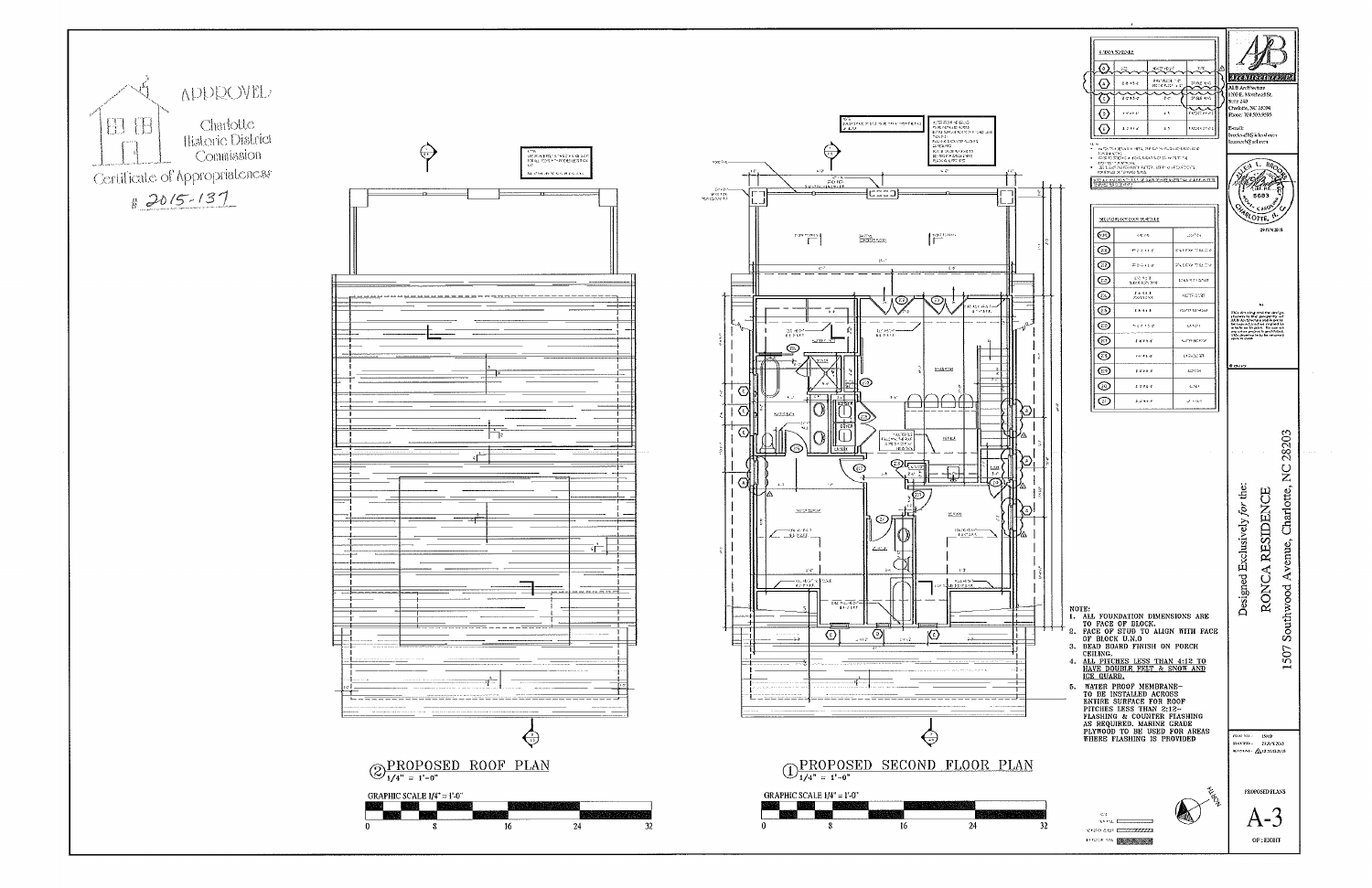APPROVED

Charlotte Historic District Commission

Certificate of Appropriateness

# 2015-137

## ② PROPOSED ROOF PLAN

1/4" = 1'-0"

GRAPHIC SCALE 1/4" = 1'-0"

0 8 16 24 32

## ① PROPOSED SECOND FLOOR PLAN

1/4" = 1'-0"

GRAPHIC SCALE 1/4" = 1'-0"

0 8 16 24 32

NOTE:

1. ALL FOUNDATION DIMENSIONS ARE TO FACE OF BLOCK.
2. FACE OF STUD TO ALIGN WITH FACE OF BLOCK U.N.O
3. BEAD BOARD FINISH ON PORCH CEILING.
4. ALL PITCHES LESS THAN 4:12 TO HAVE DOUBLE FELT & SNOW AND ICE GUARD.
5. WATER PROOF MEMBRANE- TO BE INSTALLED ACROSS ENTIRE SURFACE FOR ROOF PITCHES LESS THAN 2:12- FLASHING & COUNTER FLASHING AS REQUIRED. MARINE GRADE PLYWOOD TO BE USED FOR AREAS WHERE FLASHING IS PROVIDED

ALB Architecture

1000 E. Morehead St.

Suite 240

Charlotte, NC 28204

Phone: 704.503.9595

ALLEN L. BROOKS

NORTH CAROLINA

8683

CHARLOTTE, N.C.

Designed Exclusively for the:

RONCA RESIDENCE

1507 Southwood Avenue, Charlotte, NC 28203

PROPOSED PLANS

A-3

OF: EIGHT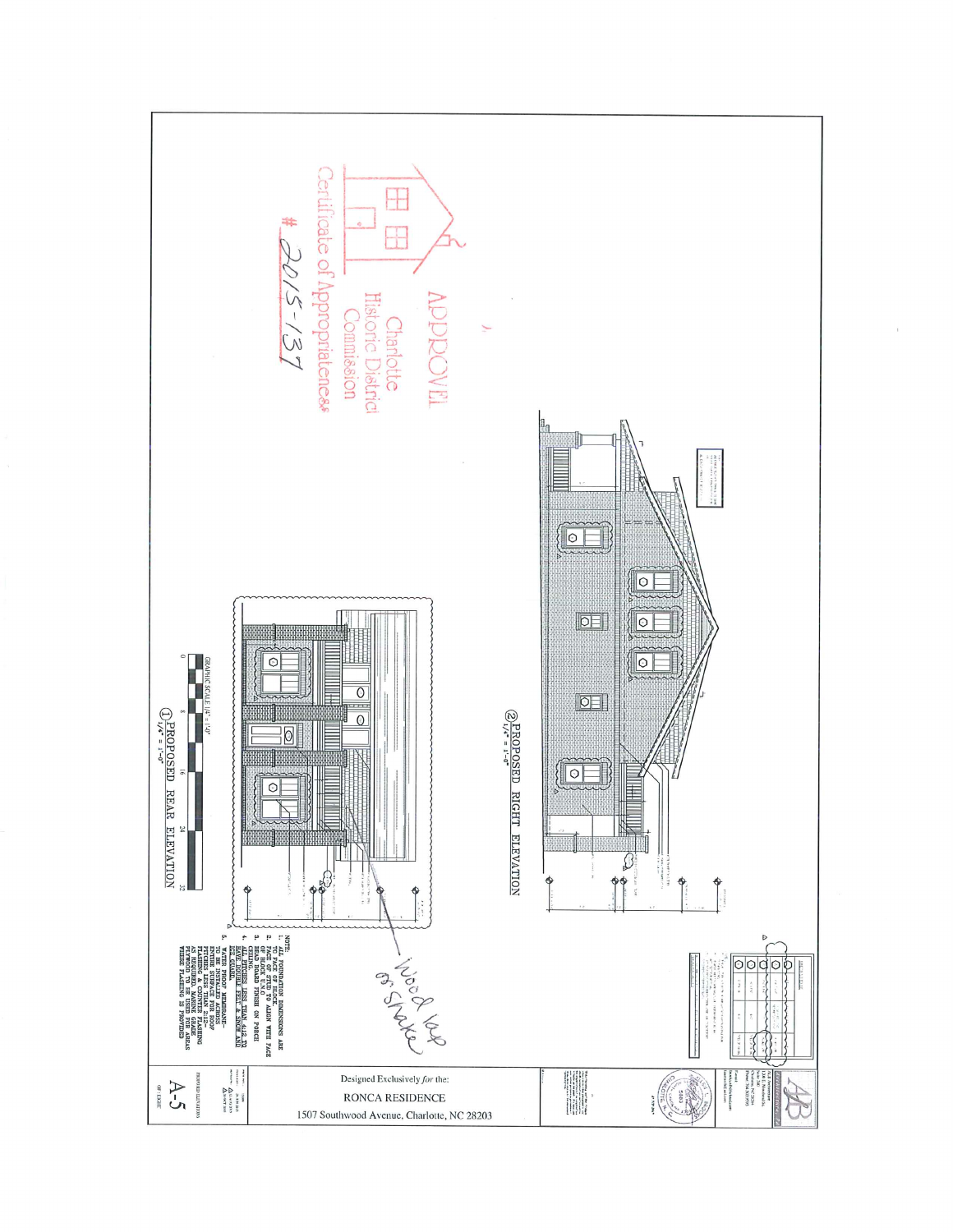APPROVED

Charlotte Historic District Commission

Certificate of Appropriateness

# 2015-137

②PROPOSED RIGHT ELEVATION
1/4" = 1'-0"

GRAPHIC SCALE: 1/4" = 1'-0"

0 8 16 24 32

①PROPOSED REAR ELEVATION
1/4" = 1'-0"

Wood lap or shake

NOTE:

1. ALL FOUNDATION DIMENSIONS ARE TO FACE OF BLOCK
2. FACE OF STUD TO ALIGN WITH FACE OF BLOCK U.N.O.
3. BEAD BOARD FINISH ON PORCH CEILING
4. ALL PITCHES LESS THAN 4:12 TO HAVE DOUBLE FELT & SNOW AND ICE GUARD
5. WATER PROOF MEMBRANE— TO BE INSTALLED ACROSS ENTIRE SURFACE FOR ROOF PITCHES LESS THAN 4:12— FLASHING & COUNTER FLASHING AS REQUIRED. MARINE GRADE PLYWOOD TO BE USED FOR AREAS WHERE FLASHING IS PROVIDED

Designed Exclusively *for* the:

RONCA RESIDENCE

1507 Southwood Avenue, Charlotte, NC 28203

PROPOSED ELEVATIONS

A-5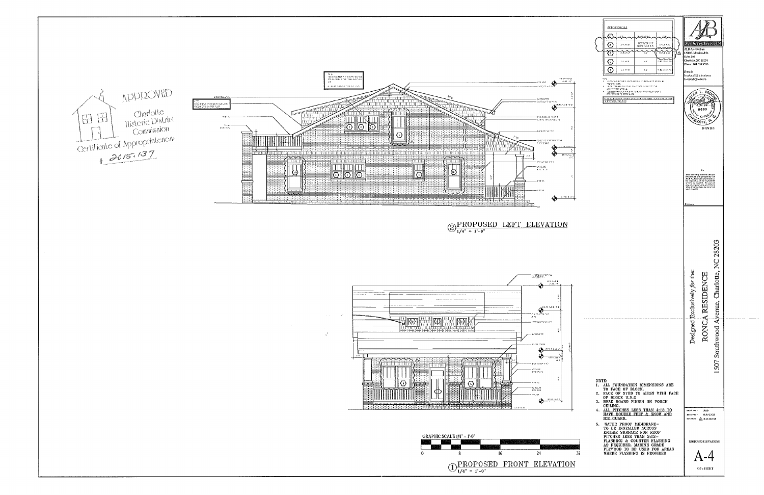APPROVED

Charlotte Historic District Commission

Certificate of Appropriateness

\# 2015.137

② PROPOSED LEFT ELEVATION
1/4" = 1'-0"

① PROPOSED FRONT ELEVATION
1/4" = 1'-0"

GRAPHIC SCALE 1/4" = 1'-0"

0 8 16 24 32

NOTE:

1. ALL FOUNDATION DIMENSIONS ARE TO FACE OF BLOCK.
2. FACE OF STUD TO ALIGN WITH FACE OF BLOCK U.N.O
3. BEAD BOARD FINISH ON PORCH CEILING.
4. ALL PITCHES LESS THAN 4:12 TO HAVE DOUBLE FELT & SNOW AND ICE GUARD.
5. WATER PROOF MEMBRANE- TO BE INSTALLED ACROSS ENTIRE SURFACE FOR ROOF PITCHES LESS THAN 2:12- FLASHING & COUNTER FLASHING AS REQUIRED. MARINE GRADE PLYWOOD TO BE USED FOR AREAS WHERE FLASHING IS PROVIDED

ALB Architecture
1200 E. Morehead St.
Suite 240
Charlotte, NC 28204
Phone: 704.503.9595

Designed Exclusively for the:
RONCA RESIDENCE
1507 Southwood Avenue, Charlotte, NC 28203

PROPOSED ELEVATIONS

A-4